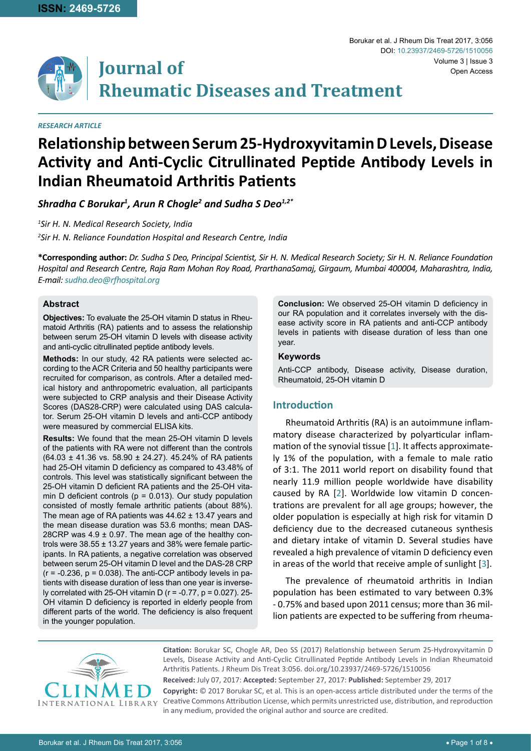**ISSN: 2469-5726**

# Journal of Rheumatic Diseases and Treatment

*RESEARCH ARTICLE*

# Relationship between Serum 25-Hydroxyvitamin D Levels, Disease Activity and Anti-Cyclic Citrullinated Peptide Antibody Levels in Indian Rheumatoid Arthritis Patients

***Shradha C Borukar[1], Arun R Chogle[2] and Sudha S Deo[1,2*]***

*[1]Sir H. N. Medical Research Society, India*

*[2]Sir H. N. Reliance Foundation Hospital and Research Centre, India*

**\*Corresponding author:** *Dr. Sudha S Deo, Principal Scientist, Sir H. N. Medical Research Society; Sir H. N. Reliance Foundation Hospital and Research Centre, Raja Ram Mohan Roy Road, PrarthanaSamaj, Girgaum, Mumbai 400004, Maharashtra, India, E-mail: sudha.deo@rfhospital.org*

## Abstract

**Objectives:** To evaluate the 25-OH vitamin D status in Rheumatoid Arthritis (RA) patients and to assess the relationship between serum 25-OH vitamin D levels with disease activity and anti-cyclic citrullinated peptide antibody levels.

**Methods:** In our study, 42 RA patients were selected according to the ACR Criteria and 50 healthy participants were recruited for comparison, as controls. After a detailed medical history and anthropometric evaluation, all participants were subjected to CRP analysis and their Disease Activity Scores (DAS28-CRP) were calculated using DAS calculator. Serum 25-OH vitamin D levels and anti-CCP antibody were measured by commercial ELISA kits.

**Results:** We found that the mean 25-OH vitamin D levels of the patients with RA were not different than the controls (64.03 ± 41.36 vs. 58.90 ± 24.27). 45.24% of RA patients had 25-OH vitamin D deficiency as compared to 43.48% of controls. This level was statistically significant between the 25-OH vitamin D deficient RA patients and the 25-OH vitamin D deficient controls ($p = 0.013$). Our study population consisted of mostly female arthritic patients (about 88%). The mean age of RA patients was 44.62 ± 13.47 years and the mean disease duration was 53.6 months; mean DAS-28CRP was 4.9 ± 0.97. The mean age of the healthy controls was 38.55 ± 13.27 years and 38% were female participants. In RA patients, a negative correlation was observed between serum 25-OH vitamin D level and the DAS-28 CRP ($r = -0.236$, $p = 0.038$). The anti-CCP antibody levels in patients with disease duration of less than one year is inversely correlated with 25-OH vitamin D ($r = -0.77$, $p = 0.027$). 25-OH vitamin D deficiency is reported in elderly people from different parts of the world. The deficiency is also frequent in the younger population.

**Conclusion:** We observed 25-OH vitamin D deficiency in our RA population and it correlates inversely with the disease activity score in RA patients and anti-CCP antibody levels in patients with disease duration of less than one year.

### Keywords

Anti-CCP antibody, Disease activity, Disease duration, Rheumatoid, 25-OH vitamin D

## Introduction

Rheumatoid Arthritis (RA) is an autoimmune inflammatory disease characterized by polyarticular inflammation of the synovial tissue [1]. It affects approximately 1% of the population, with a female to male ratio of 3:1. The 2011 world report on disability found that nearly 11.9 million people worldwide have disability caused by RA [2]. Worldwide low vitamin D concentrations are prevalent for all age groups; however, the older population is especially at high risk for vitamin D deficiency due to the decreased cutaneous synthesis and dietary intake of vitamin D. Several studies have revealed a high prevalence of vitamin D deficiency even in areas of the world that receive ample of sunlight [3].

The prevalence of rheumatoid arthritis in Indian population has been estimated to vary between 0.3% - 0.75% and based upon 2011 census; more than 36 million patients are expected to be suffering from rheuma-

**Citation:** Borukar SC, Chogle AR, Deo SS (2017) Relationship between Serum 25-Hydroxyvitamin D Levels, Disease Activity and Anti-Cyclic Citrullinated Peptide Antibody Levels in Indian Rheumatoid Arthritis Patients. J Rheum Dis Treat 3:056. doi.org/10.23937/2469-5726/1510056

**Received:** July 07, 2017: **Accepted:** September 27, 2017: **Published:** September 29, 2017

**Copyright:** © 2017 Borukar SC, et al. This is an open-access article distributed under the terms of the Creative Commons Attribution License, which permits unrestricted use, distribution, and reproduction in any medium, provided the original author and source are credited.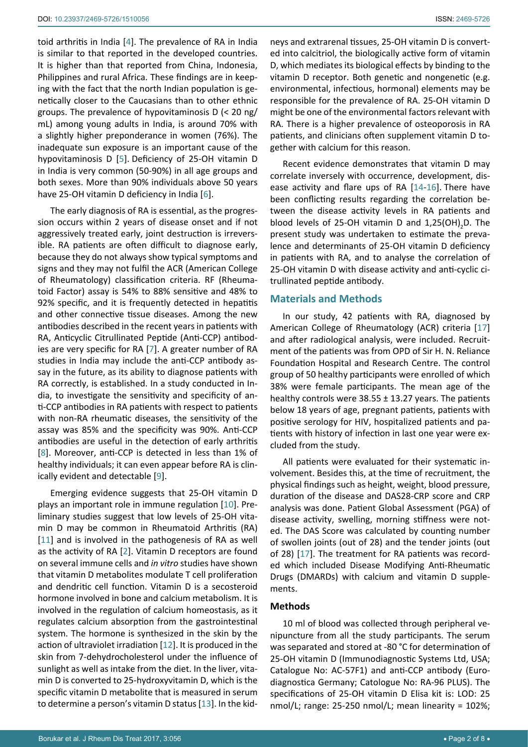toid arthritis in India [4]. The prevalence of RA in India is similar to that reported in the developed countries. It is higher than that reported from China, Indonesia, Philippines and rural Africa. These findings are in keeping with the fact that the north Indian population is genetically closer to the Caucasians than to other ethnic groups. The prevalence of hypovitaminosis D (< 20 ng/mL) among young adults in India, is around 70% with a slightly higher preponderance in women (76%). The inadequate sun exposure is an important cause of the hypovitaminosis D [5]. Deficiency of 25-OH vitamin D in India is very common (50-90%) in all age groups and both sexes. More than 90% individuals above 50 years have 25-OH vitamin D deficiency in India [6].

The early diagnosis of RA is essential, as the progression occurs within 2 years of disease onset and if not aggressively treated early, joint destruction is irreversible. RA patients are often difficult to diagnose early, because they do not always show typical symptoms and signs and they may not fulfil the ACR (American College of Rheumatology) classification criteria. RF (Rheumatoid Factor) assay is 54% to 88% sensitive and 48% to 92% specific, and it is frequently detected in hepatitis and other connective tissue diseases. Among the new antibodies described in the recent years in patients with RA, Anticyclic Citrullinated Peptide (Anti-CCP) antibodies are very specific for RA [7]. A greater number of RA studies in India may include the anti-CCP antibody assay in the future, as its ability to diagnose patients with RA correctly, is established. In a study conducted in India, to investigate the sensitivity and specificity of anti-CCP antibodies in RA patients with respect to patients with non-RA rheumatic diseases, the sensitivity of the assay was 85% and the specificity was 90%. Anti-CCP antibodies are useful in the detection of early arthritis [8]. Moreover, anti-CCP is detected in less than 1% of healthy individuals; it can even appear before RA is clinically evident and detectable [9].

Emerging evidence suggests that 25-OH vitamin D plays an important role in immune regulation [10]. Preliminary studies suggest that low levels of 25-OH vitamin D may be common in Rheumatoid Arthritis (RA) [11] and is involved in the pathogenesis of RA as well as the activity of RA [2]. Vitamin D receptors are found on several immune cells and *in vitro* studies have shown that vitamin D metabolites modulate T cell proliferation and dendritic cell function. Vitamin D is a secosteroid hormone involved in bone and calcium metabolism. It is involved in the regulation of calcium homeostasis, as it regulates calcium absorption from the gastrointestinal system. The hormone is synthesized in the skin by the action of ultraviolet irradiation [12]. It is produced in the skin from 7-dehydrocholesterol under the influence of sunlight as well as intake from the diet. In the liver, vitamin D is converted to 25-hydroxyvitamin D, which is the specific vitamin D metabolite that is measured in serum to determine a person's vitamin D status [13]. In the kidneys and extrarenal tissues, 25-OH vitamin D is converted into calcitriol, the biologically active form of vitamin D, which mediates its biological effects by binding to the vitamin D receptor. Both genetic and nongenetic (e.g. environmental, infectious, hormonal) elements may be responsible for the prevalence of RA. 25-OH vitamin D might be one of the environmental factors relevant with RA. There is a higher prevalence of osteoporosis in RA patients, and clinicians often supplement vitamin D together with calcium for this reason.

Recent evidence demonstrates that vitamin D may correlate inversely with occurrence, development, disease activity and flare ups of RA [14-16]. There have been conflicting results regarding the correlation between the disease activity levels in RA patients and blood levels of 25-OH vitamin D and $1,25(OH)_2D$. The present study was undertaken to estimate the prevalence and determinants of 25-OH vitamin D deficiency in patients with RA, and to analyse the correlation of 25-OH vitamin D with disease activity and anti-cyclic citrullinated peptide antibody.

## Materials and Methods

In our study, 42 patients with RA, diagnosed by American College of Rheumatology (ACR) criteria [17] and after radiological analysis, were included. Recruitment of the patients was from OPD of Sir H. N. Reliance Foundation Hospital and Research Centre. The control group of 50 healthy participants were enrolled of which 38% were female participants. The mean age of the healthy controls were 38.55 ± 13.27 years. The patients below 18 years of age, pregnant patients, patients with positive serology for HIV, hospitalized patients and patients with history of infection in last one year were excluded from the study.

All patients were evaluated for their systematic involvement. Besides this, at the time of recruitment, the physical findings such as height, weight, blood pressure, duration of the disease and DAS28-CRP score and CRP analysis was done. Patient Global Assessment (PGA) of disease activity, swelling, morning stiffness were noted. The DAS Score was calculated by counting number of swollen joints (out of 28) and the tender joints (out of 28) [17]. The treatment for RA patients was recorded which included Disease Modifying Anti-Rheumatic Drugs (DMARDs) with calcium and vitamin D supplements.

### Methods

10 ml of blood was collected through peripheral venipuncture from all the study participants. The serum was separated and stored at -80 °C for determination of 25-OH vitamin D (Immunodiagnostic Systems Ltd, USA; Catalogue No: AC-57F1) and anti-CCP antibody (Eurodiagnostica Germany; Catologue No: RA-96 PLUS). The specifications of 25-OH vitamin D Elisa kit is: LOD: 25 nmol/L; range: 25-250 nmol/L; mean linearity = 102%;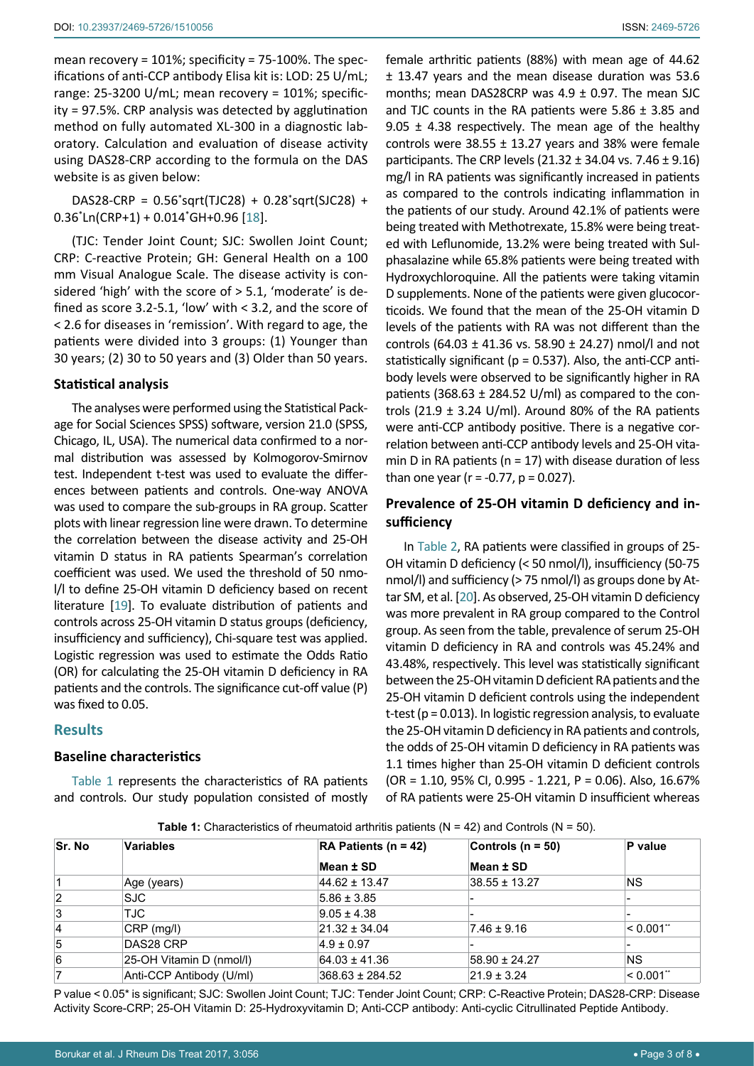mean recovery = 101%; specificity = 75-100%. The specifications of anti-CCP antibody Elisa kit is: LOD: 25 U/mL; range: 25-3200 U/mL; mean recovery = 101%; specificity = 97.5%. CRP analysis was detected by agglutination method on fully automated XL-300 in a diagnostic laboratory. Calculation and evaluation of disease activity using DAS28-CRP according to the formula on the DAS website is as given below:

$$\text{DAS28-CRP} = 0.56^{*}\text{sqrt(TJC28)} + 0.28^{*}\text{sqrt(SJC28)} + 0.36^{*}\text{Ln(CRP+1)} + 0.014^{*}\text{GH} + 0.96$$ [18].

(TJC: Tender Joint Count; SJC: Swollen Joint Count; CRP: C-reactive Protein; GH: General Health on a 100 mm Visual Analogue Scale. The disease activity is considered 'high' with the score of > 5.1, 'moderate' is defined as score 3.2-5.1, 'low' with < 3.2, and the score of < 2.6 for diseases in 'remission'. With regard to age, the patients were divided into 3 groups: (1) Younger than 30 years; (2) 30 to 50 years and (3) Older than 50 years.

### Statistical analysis

The analyses were performed using the Statistical Package for Social Sciences SPSS) software, version 21.0 (SPSS, Chicago, IL, USA). The numerical data confirmed to a normal distribution was assessed by Kolmogorov-Smirnov test. Independent t-test was used to evaluate the differences between patients and controls. One-way ANOVA was used to compare the sub-groups in RA group. Scatter plots with linear regression line were drawn. To determine the correlation between the disease activity and 25-OH vitamin D status in RA patients Spearman's correlation coefficient was used. We used the threshold of 50 nmol/l to define 25-OH vitamin D deficiency based on recent literature [19]. To evaluate distribution of patients and controls across 25-OH vitamin D status groups (deficiency, insufficiency and sufficiency), Chi-square test was applied. Logistic regression was used to estimate the Odds Ratio (OR) for calculating the 25-OH vitamin D deficiency in RA patients and the controls. The significance cut-off value (P) was fixed to 0.05.

## Results

### Baseline characteristics

Table 1 represents the characteristics of RA patients and controls. Our study population consisted of mostly female arthritic patients (88%) with mean age of 44.62 ± 13.47 years and the mean disease duration was 53.6 months; mean DAS28CRP was 4.9 ± 0.97. The mean SJC and TJC counts in the RA patients were 5.86 ± 3.85 and 9.05 ± 4.38 respectively. The mean age of the healthy controls were 38.55 ± 13.27 years and 38% were female participants. The CRP levels (21.32 ± 34.04 vs. 7.46 ± 9.16) mg/l in RA patients was significantly increased in patients as compared to the controls indicating inflammation in the patients of our study. Around 42.1% of patients were being treated with Methotrexate, 15.8% were being treated with Leflunomide, 13.2% were being treated with Sulphasalazine while 65.8% patients were being treated with Hydroxychloroquine. All the patients were taking vitamin D supplements. None of the patients were given glucocorticoids. We found that the mean of the 25-OH vitamin D levels of the patients with RA was not different than the controls (64.03 ± 41.36 vs. 58.90 ± 24.27) nmol/l and not statistically significant ($p = 0.537$). Also, the anti-CCP antibody levels were observed to be significantly higher in RA patients (368.63 ± 284.52 U/ml) as compared to the controls (21.9 ± 3.24 U/ml). Around 80% of the RA patients were anti-CCP antibody positive. There is a negative correlation between anti-CCP antibody levels and 25-OH vitamin D in RA patients ($n = 17$) with disease duration of less than one year ($r = -0.77$, $p = 0.027$).

### Prevalence of 25-OH vitamin D deficiency and insufficiency

In Table 2, RA patients were classified in groups of 25-OH vitamin D deficiency (< 50 nmol/l), insufficiency (50-75 nmol/l) and sufficiency (> 75 nmol/l) as groups done by Attar SM, et al. [20]. As observed, 25-OH vitamin D deficiency was more prevalent in RA group compared to the Control group. As seen from the table, prevalence of serum 25-OH vitamin D deficiency in RA and controls was 45.24% and 43.48%, respectively. This level was statistically significant between the 25-OH vitamin D deficient RA patients and the 25-OH vitamin D deficient controls using the independent t-test ($p = 0.013$). In logistic regression analysis, to evaluate the 25-OH vitamin D deficiency in RA patients and controls, the odds of 25-OH vitamin D deficiency in RA patients was 1.1 times higher than 25-OH vitamin D deficient controls (OR = 1.10, 95% CI, 0.995 - 1.221, P = 0.06). Also, 16.67% of RA patients were 25-OH vitamin D insufficient whereas

**Table 1:** Characteristics of rheumatoid arthritis patients (N = 42) and Controls (N = 50).

| Sr. No | Variables | RA Patients (n = 42) | Controls (n = 50) | P value |
|---|---|---|---|---|
| | | Mean ± SD | Mean ± SD | |
| 1 | Age (years) | 44.62 ± 13.47 | 38.55 ± 13.27 | NS |
| 2 | SJC | 5.86 ± 3.85 | - | - |
| 3 | TJC | 9.05 ± 4.38 | - | - |
| 4 | CRP (mg/l) | 21.32 ± 34.04 | 7.46 ± 9.16 | < 0.001** |
| 5 | DAS28 CRP | 4.9 ± 0.97 | - | - |
| 6 | 25-OH Vitamin D (nmol/l) | 64.03 ± 41.36 | 58.90 ± 24.27 | NS |
| 7 | Anti-CCP Antibody (U/ml) | 368.63 ± 284.52 | 21.9 ± 3.24 | < 0.001** |

P value < 0.05* is significant; SJC: Swollen Joint Count; TJC: Tender Joint Count; CRP: C-Reactive Protein; DAS28-CRP: Disease Activity Score-CRP; 25-OH Vitamin D: 25-Hydroxyvitamin D; Anti-CCP antibody: Anti-cyclic Citrullinated Peptide Antibody.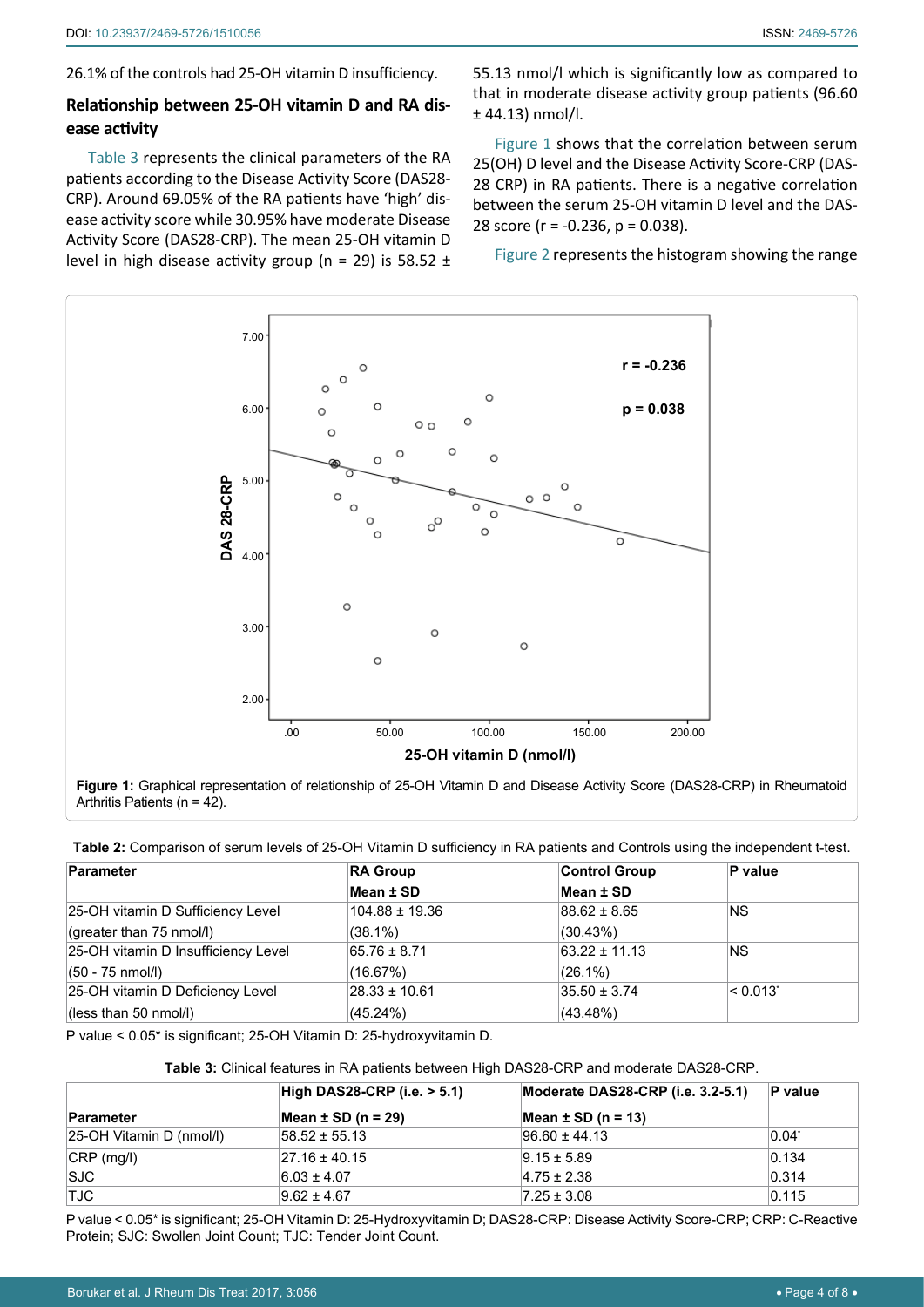26.1% of the controls had 25-OH vitamin D insufficiency.

## Relationship between 25-OH vitamin D and RA disease activity

Table 3 represents the clinical parameters of the RA patients according to the Disease Activity Score (DAS28-CRP). Around 69.05% of the RA patients have 'high' disease activity score while 30.95% have moderate Disease Activity Score (DAS28-CRP). The mean 25-OH vitamin D level in high disease activity group (n = 29) is 58.52 ± 55.13 nmol/l which is significantly low as compared to that in moderate disease activity group patients (96.60 ± 44.13) nmol/l.

Figure 1 shows that the correlation between serum 25(OH) D level and the Disease Activity Score-CRP (DAS-28 CRP) in RA patients. There is a negative correlation between the serum 25-OH vitamin D level and the DAS-28 score (r = -0.236, p = 0.038).

Figure 2 represents the histogram showing the range

**Figure 1:** Graphical representation of relationship of 25-OH Vitamin D and Disease Activity Score (DAS28-CRP) in Rheumatoid Arthritis Patients (n = 42).

**Table 2:** Comparison of serum levels of 25-OH Vitamin D sufficiency in RA patients and Controls using the independent t-test.

| Parameter | RA Group<br>Mean ± SD | Control Group<br>Mean ± SD | P value |
|---|---|---|---|
| 25-OH vitamin D Sufficiency Level (greater than 75 nmol/l) | 104.88 ± 19.36 (38.1%) | 88.62 ± 8.65 (30.43%) | NS |
| 25-OH vitamin D Insufficiency Level (50 - 75 nmol/l) | 65.76 ± 8.71 (16.67%) | 63.22 ± 11.13 (26.1%) | NS |
| 25-OH vitamin D Deficiency Level (less than 50 nmol/l) | 28.33 ± 10.61 (45.24%) | 35.50 ± 3.74 (43.48%) | < 0.013* |

P value < 0.05* is significant; 25-OH Vitamin D: 25-hydroxyvitamin D.

**Table 3:** Clinical features in RA patients between High DAS28-CRP and moderate DAS28-CRP.

| Parameter | High DAS28-CRP (i.e. > 5.1)<br>Mean ± SD (n = 29) | Moderate DAS28-CRP (i.e. 3.2-5.1)<br>Mean ± SD (n = 13) | P value |
|---|---|---|---|
| 25-OH Vitamin D (nmol/l) | 58.52 ± 55.13 | 96.60 ± 44.13 | 0.04* |
| CRP (mg/l) | 27.16 ± 40.15 | 9.15 ± 5.89 | 0.134 |
| SJC | 6.03 ± 4.07 | 4.75 ± 2.38 | 0.314 |
| TJC | 9.62 ± 4.67 | 7.25 ± 3.08 | 0.115 |

P value < 0.05* is significant; 25-OH Vitamin D: 25-Hydroxyvitamin D; DAS28-CRP: Disease Activity Score-CRP; CRP: C-Reactive Protein; SJC: Swollen Joint Count; TJC: Tender Joint Count.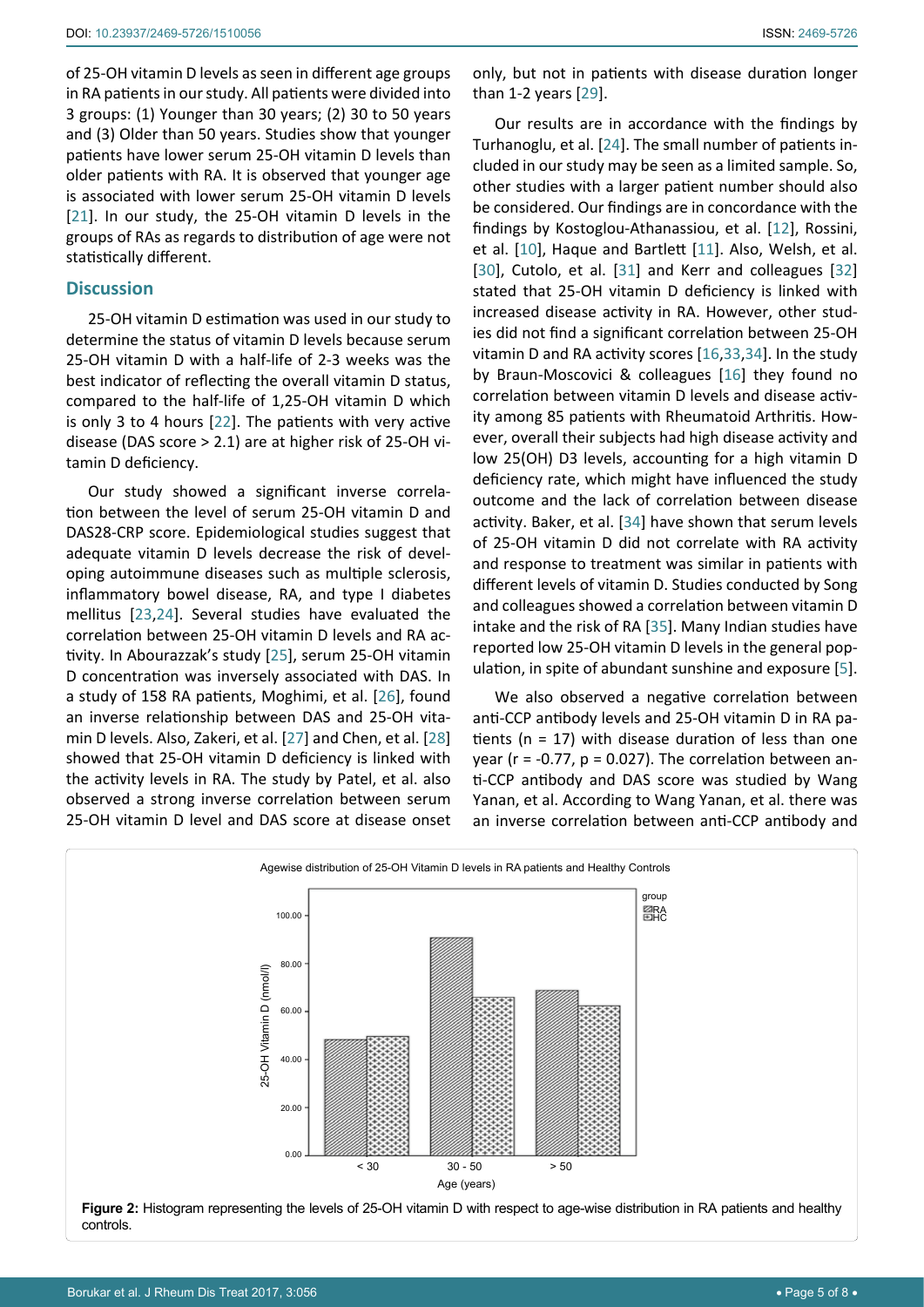of 25-OH vitamin D levels as seen in different age groups in RA patients in our study. All patients were divided into 3 groups: (1) Younger than 30 years; (2) 30 to 50 years and (3) Older than 50 years. Studies show that younger patients have lower serum 25-OH vitamin D levels than older patients with RA. It is observed that younger age is associated with lower serum 25-OH vitamin D levels [21]. In our study, the 25-OH vitamin D levels in the groups of RAs as regards to distribution of age were not statistically different.

## Discussion

25-OH vitamin D estimation was used in our study to determine the status of vitamin D levels because serum 25-OH vitamin D with a half-life of 2-3 weeks was the best indicator of reflecting the overall vitamin D status, compared to the half-life of 1,25-OH vitamin D which is only 3 to 4 hours [22]. The patients with very active disease (DAS score > 2.1) are at higher risk of 25-OH vitamin D deficiency.

Our study showed a significant inverse correlation between the level of serum 25-OH vitamin D and DAS28-CRP score. Epidemiological studies suggest that adequate vitamin D levels decrease the risk of developing autoimmune diseases such as multiple sclerosis, inflammatory bowel disease, RA, and type I diabetes mellitus [23,24]. Several studies have evaluated the correlation between 25-OH vitamin D levels and RA activity. In Abourazzak's study [25], serum 25-OH vitamin D concentration was inversely associated with DAS. In a study of 158 RA patients, Moghimi, et al. [26], found an inverse relationship between DAS and 25-OH vitamin D levels. Also, Zakeri, et al. [27] and Chen, et al. [28] showed that 25-OH vitamin D deficiency is linked with the activity levels in RA. The study by Patel, et al. also observed a strong inverse correlation between serum 25-OH vitamin D level and DAS score at disease onset only, but not in patients with disease duration longer than 1-2 years [29].

Our results are in accordance with the findings by Turhanoglu, et al. [24]. The small number of patients included in our study may be seen as a limited sample. So, other studies with a larger patient number should also be considered. Our findings are in concordance with the findings by Kostoglou-Athanassiou, et al. [12], Rossini, et al. [10], Haque and Bartlett [11]. Also, Welsh, et al. [30], Cutolo, et al. [31] and Kerr and colleagues [32] stated that 25-OH vitamin D deficiency is linked with increased disease activity in RA. However, other studies did not find a significant correlation between 25-OH vitamin D and RA activity scores [16,33,34]. In the study by Braun-Moscovici & colleagues [16] they found no correlation between vitamin D levels and disease activity among 85 patients with Rheumatoid Arthritis. However, overall their subjects had high disease activity and low 25(OH) D3 levels, accounting for a high vitamin D deficiency rate, which might have influenced the study outcome and the lack of correlation between disease activity. Baker, et al. [34] have shown that serum levels of 25-OH vitamin D did not correlate with RA activity and response to treatment was similar in patients with different levels of vitamin D. Studies conducted by Song and colleagues showed a correlation between vitamin D intake and the risk of RA [35]. Many Indian studies have reported low 25-OH vitamin D levels in the general population, in spite of abundant sunshine and exposure [5].

We also observed a negative correlation between anti-CCP antibody levels and 25-OH vitamin D in RA patients ($n = 17$) with disease duration of less than one year ($r = -0.77$, $p = 0.027$). The correlation between anti-CCP antibody and DAS score was studied by Wang Yanan, et al. According to Wang Yanan, et al. there was an inverse correlation between anti-CCP antibody and

**Figure 2:** Histogram representing the levels of 25-OH vitamin D with respect to age-wise distribution in RA patients and healthy controls.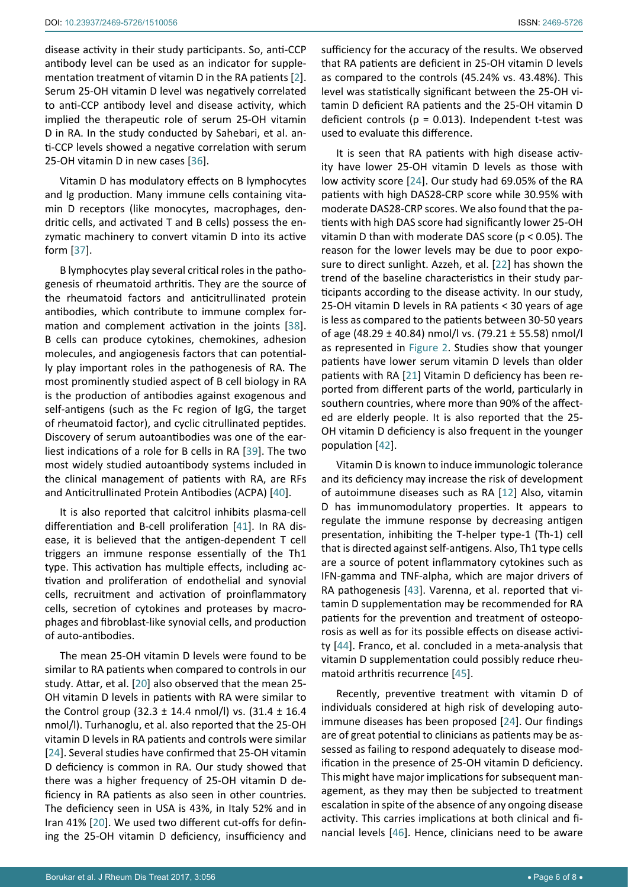disease activity in their study participants. So, anti-CCP antibody level can be used as an indicator for supplementation treatment of vitamin D in the RA patients [2]. Serum 25-OH vitamin D level was negatively correlated to anti-CCP antibody level and disease activity, which implied the therapeutic role of serum 25-OH vitamin D in RA. In the study conducted by Sahebari, et al. anti-CCP levels showed a negative correlation with serum 25-OH vitamin D in new cases [36].

Vitamin D has modulatory effects on B lymphocytes and Ig production. Many immune cells containing vitamin D receptors (like monocytes, macrophages, dendritic cells, and activated T and B cells) possess the enzymatic machinery to convert vitamin D into its active form [37].

B lymphocytes play several critical roles in the pathogenesis of rheumatoid arthritis. They are the source of the rheumatoid factors and anticitrullinated protein antibodies, which contribute to immune complex formation and complement activation in the joints [38]. B cells can produce cytokines, chemokines, adhesion molecules, and angiogenesis factors that can potentially play important roles in the pathogenesis of RA. The most prominently studied aspect of B cell biology in RA is the production of antibodies against exogenous and self-antigens (such as the Fc region of IgG, the target of rheumatoid factor), and cyclic citrullinated peptides. Discovery of serum autoantibodies was one of the earliest indications of a role for B cells in RA [39]. The two most widely studied autoantibody systems included in the clinical management of patients with RA, are RFs and Anticitrullinated Protein Antibodies (ACPA) [40].

It is also reported that calcitrol inhibits plasma-cell differentiation and B-cell proliferation [41]. In RA disease, it is believed that the antigen-dependent T cell triggers an immune response essentially of the Th1 type. This activation has multiple effects, including activation and proliferation of endothelial and synovial cells, recruitment and activation of proinflammatory cells, secretion of cytokines and proteases by macrophages and fibroblast-like synovial cells, and production of auto-antibodies.

The mean 25-OH vitamin D levels were found to be similar to RA patients when compared to controls in our study. Attar, et al. [20] also observed that the mean 25-OH vitamin D levels in patients with RA were similar to the Control group (32.3 ± 14.4 nmol/l) vs. (31.4 ± 16.4 nmol/l). Turhanoglu, et al. also reported that the 25-OH vitamin D levels in RA patients and controls were similar [24]. Several studies have confirmed that 25-OH vitamin D deficiency is common in RA. Our study showed that there was a higher frequency of 25-OH vitamin D deficiency in RA patients as also seen in other countries. The deficiency seen in USA is 43%, in Italy 52% and in Iran 41% [20]. We used two different cut-offs for defining the 25-OH vitamin D deficiency, insufficiency and sufficiency for the accuracy of the results. We observed that RA patients are deficient in 25-OH vitamin D levels as compared to the controls (45.24% vs. 43.48%). This level was statistically significant between the 25-OH vitamin D deficient RA patients and the 25-OH vitamin D deficient controls ($p = 0.013$). Independent t-test was used to evaluate this difference.

It is seen that RA patients with high disease activity have lower 25-OH vitamin D levels as those with low activity score [24]. Our study had 69.05% of the RA patients with high DAS28-CRP score while 30.95% with moderate DAS28-CRP scores. We also found that the patients with high DAS score had significantly lower 25-OH vitamin D than with moderate DAS score ($p < 0.05$). The reason for the lower levels may be due to poor exposure to direct sunlight. Azzeh, et al. [22] has shown the trend of the baseline characteristics in their study participants according to the disease activity. In our study, 25-OH vitamin D levels in RA patients < 30 years of age is less as compared to the patients between 30-50 years of age (48.29 ± 40.84) nmol/l vs. (79.21 ± 55.58) nmol/l as represented in Figure 2. Studies show that younger patients have lower serum vitamin D levels than older patients with RA [21] Vitamin D deficiency has been reported from different parts of the world, particularly in southern countries, where more than 90% of the affected are elderly people. It is also reported that the 25-OH vitamin D deficiency is also frequent in the younger population [42].

Vitamin D is known to induce immunologic tolerance and its deficiency may increase the risk of development of autoimmune diseases such as RA [12] Also, vitamin D has immunomodulatory properties. It appears to regulate the immune response by decreasing antigen presentation, inhibiting the T-helper type-1 (Th-1) cell that is directed against self-antigens. Also, Th1 type cells are a source of potent inflammatory cytokines such as IFN-gamma and TNF-alpha, which are major drivers of RA pathogenesis [43]. Varenna, et al. reported that vitamin D supplementation may be recommended for RA patients for the prevention and treatment of osteoporosis as well as for its possible effects on disease activity [44]. Franco, et al. concluded in a meta-analysis that vitamin D supplementation could possibly reduce rheumatoid arthritis recurrence [45].

Recently, preventive treatment with vitamin D of individuals considered at high risk of developing autoimmune diseases has been proposed [24]. Our findings are of great potential to clinicians as patients may be assessed as failing to respond adequately to disease modification in the presence of 25-OH vitamin D deficiency. This might have major implications for subsequent management, as they may then be subjected to treatment escalation in spite of the absence of any ongoing disease activity. This carries implications at both clinical and financial levels [46]. Hence, clinicians need to be aware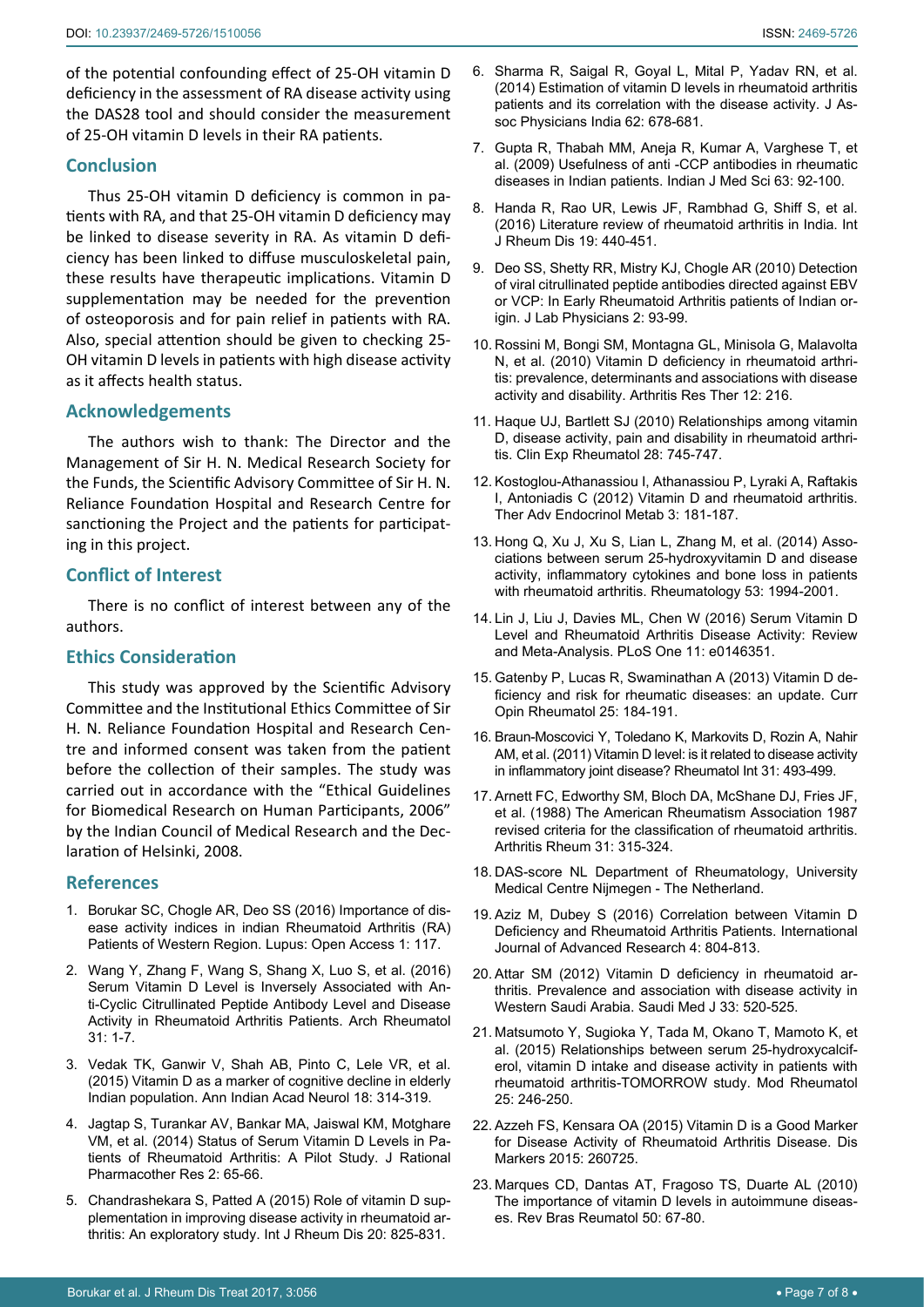of the potential confounding effect of 25-OH vitamin D deficiency in the assessment of RA disease activity using the DAS28 tool and should consider the measurement of 25-OH vitamin D levels in their RA patients.

## Conclusion

Thus 25-OH vitamin D deficiency is common in patients with RA, and that 25-OH vitamin D deficiency may be linked to disease severity in RA. As vitamin D deficiency has been linked to diffuse musculoskeletal pain, these results have therapeutic implications. Vitamin D supplementation may be needed for the prevention of osteoporosis and for pain relief in patients with RA. Also, special attention should be given to checking 25-OH vitamin D levels in patients with high disease activity as it affects health status.

## Acknowledgements

The authors wish to thank: The Director and the Management of Sir H. N. Medical Research Society for the Funds, the Scientific Advisory Committee of Sir H. N. Reliance Foundation Hospital and Research Centre for sanctioning the Project and the patients for participating in this project.

## Conflict of Interest

There is no conflict of interest between any of the authors.

## Ethics Consideration

This study was approved by the Scientific Advisory Committee and the Institutional Ethics Committee of Sir H. N. Reliance Foundation Hospital and Research Centre and informed consent was taken from the patient before the collection of their samples. The study was carried out in accordance with the "Ethical Guidelines for Biomedical Research on Human Participants, 2006" by the Indian Council of Medical Research and the Declaration of Helsinki, 2008.

## References

1. Borukar SC, Chogle AR, Deo SS (2016) Importance of disease activity indices in indian Rheumatoid Arthritis (RA) Patients of Western Region. Lupus: Open Access 1: 117.
2. Wang Y, Zhang F, Wang S, Shang X, Luo S, et al. (2016) Serum Vitamin D Level is Inversely Associated with Anti-Cyclic Citrullinated Peptide Antibody Level and Disease Activity in Rheumatoid Arthritis Patients. Arch Rheumatol 31: 1-7.
3. Vedak TK, Ganwir V, Shah AB, Pinto C, Lele VR, et al. (2015) Vitamin D as a marker of cognitive decline in elderly Indian population. Ann Indian Acad Neurol 18: 314-319.
4. Jagtap S, Turankar AV, Bankar MA, Jaiswal KM, Motghare VM, et al. (2014) Status of Serum Vitamin D Levels in Patients of Rheumatoid Arthritis: A Pilot Study. J Rational Pharmacother Res 2: 65-66.
5. Chandrashekara S, Patted A (2015) Role of vitamin D supplementation in improving disease activity in rheumatoid arthritis: An exploratory study. Int J Rheum Dis 20: 825-831.
6. Sharma R, Saigal R, Goyal L, Mital P, Yadav RN, et al. (2014) Estimation of vitamin D levels in rheumatoid arthritis patients and its correlation with the disease activity. J Assoc Physicians India 62: 678-681.
7. Gupta R, Thabah MM, Aneja R, Kumar A, Varghese T, et al. (2009) Usefulness of anti -CCP antibodies in rheumatic diseases in Indian patients. Indian J Med Sci 63: 92-100.
8. Handa R, Rao UR, Lewis JF, Rambhad G, Shiff S, et al. (2016) Literature review of rheumatoid arthritis in India. Int J Rheum Dis 19: 440-451.
9. Deo SS, Shetty RR, Mistry KJ, Chogle AR (2010) Detection of viral citrullinated peptide antibodies directed against EBV or VCP: In Early Rheumatoid Arthritis patients of Indian origin. J Lab Physicians 2: 93-99.
10. Rossini M, Bongi SM, Montagna GL, Minisola G, Malavolta N, et al. (2010) Vitamin D deficiency in rheumatoid arthritis: prevalence, determinants and associations with disease activity and disability. Arthritis Res Ther 12: 216.
11. Haque UJ, Bartlett SJ (2010) Relationships among vitamin D, disease activity, pain and disability in rheumatoid arthritis. Clin Exp Rheumatol 28: 745-747.
12. Kostoglou-Athanassiou I, Athanassiou P, Lyraki A, Raftakis I, Antoniadis C (2012) Vitamin D and rheumatoid arthritis. Ther Adv Endocrinol Metab 3: 181-187.
13. Hong Q, Xu J, Xu S, Lian L, Zhang M, et al. (2014) Associations between serum 25-hydroxyvitamin D and disease activity, inflammatory cytokines and bone loss in patients with rheumatoid arthritis. Rheumatology 53: 1994-2001.
14. Lin J, Liu J, Davies ML, Chen W (2016) Serum Vitamin D Level and Rheumatoid Arthritis Disease Activity: Review and Meta-Analysis. PLoS One 11: e0146351.
15. Gatenby P, Lucas R, Swaminathan A (2013) Vitamin D deficiency and risk for rheumatic diseases: an update. Curr Opin Rheumatol 25: 184-191.
16. Braun-Moscovici Y, Toledano K, Markovits D, Rozin A, Nahir AM, et al. (2011) Vitamin D level: is it related to disease activity in inflammatory joint disease? Rheumatol Int 31: 493-499.
17. Arnett FC, Edworthy SM, Bloch DA, McShane DJ, Fries JF, et al. (1988) The American Rheumatism Association 1987 revised criteria for the classification of rheumatoid arthritis. Arthritis Rheum 31: 315-324.
18. DAS-score NL Department of Rheumatology, University Medical Centre Nijmegen - The Netherland.
19. Aziz M, Dubey S (2016) Correlation between Vitamin D Deficiency and Rheumatoid Arthritis Patients. International Journal of Advanced Research 4: 804-813.
20. Attar SM (2012) Vitamin D deficiency in rheumatoid arthritis. Prevalence and association with disease activity in Western Saudi Arabia. Saudi Med J 33: 520-525.
21. Matsumoto Y, Sugioka Y, Tada M, Okano T, Mamoto K, et al. (2015) Relationships between serum 25-hydroxycalciferol, vitamin D intake and disease activity in patients with rheumatoid arthritis-TOMORROW study. Mod Rheumatol 25: 246-250.
22. Azzeh FS, Kensara OA (2015) Vitamin D is a Good Marker for Disease Activity of Rheumatoid Arthritis Disease. Dis Markers 2015: 260725.
23. Marques CD, Dantas AT, Fragoso TS, Duarte AL (2010) The importance of vitamin D levels in autoimmune diseases. Rev Bras Reumatol 50: 67-80.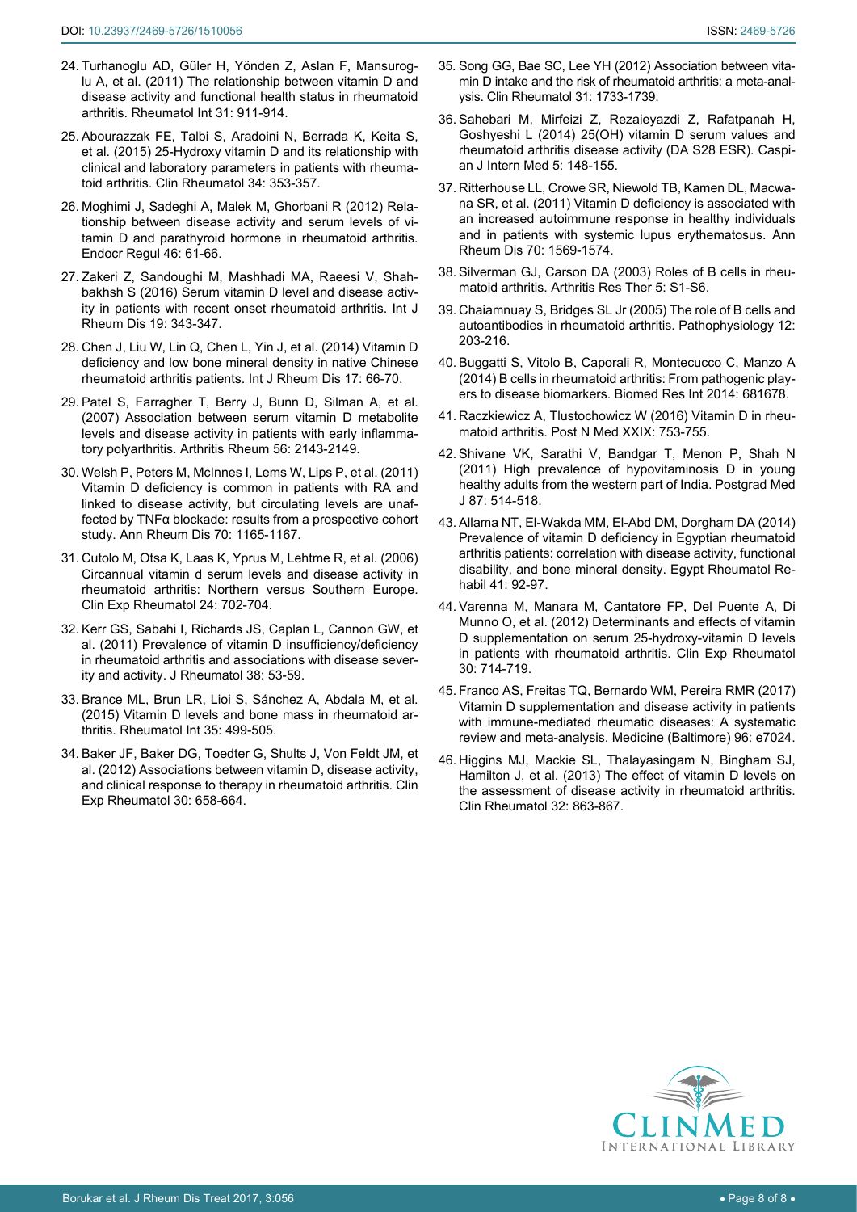24. Turhanoglu AD, Güler H, Yönden Z, Aslan F, Mansuroglu A, et al. (2011) The relationship between vitamin D and disease activity and functional health status in rheumatoid arthritis. Rheumatol Int 31: 911-914.

25. Abourazzak FE, Talbi S, Aradoini N, Berrada K, Keita S, et al. (2015) 25-Hydroxy vitamin D and its relationship with clinical and laboratory parameters in patients with rheumatoid arthritis. Clin Rheumatol 34: 353-357.

26. Moghimi J, Sadeghi A, Malek M, Ghorbani R (2012) Relationship between disease activity and serum levels of vitamin D and parathyroid hormone in rheumatoid arthritis. Endocr Regul 46: 61-66.

27. Zakeri Z, Sandoughi M, Mashhadi MA, Raeesi V, Shahbakhsh S (2016) Serum vitamin D level and disease activity in patients with recent onset rheumatoid arthritis. Int J Rheum Dis 19: 343-347.

28. Chen J, Liu W, Lin Q, Chen L, Yin J, et al. (2014) Vitamin D deficiency and low bone mineral density in native Chinese rheumatoid arthritis patients. Int J Rheum Dis 17: 66-70.

29. Patel S, Farragher T, Berry J, Bunn D, Silman A, et al. (2007) Association between serum vitamin D metabolite levels and disease activity in patients with early inflammatory polyarthritis. Arthritis Rheum 56: 2143-2149.

30. Welsh P, Peters M, McInnes I, Lems W, Lips P, et al. (2011) Vitamin D deficiency is common in patients with RA and linked to disease activity, but circulating levels are unaffected by TNFα blockade: results from a prospective cohort study. Ann Rheum Dis 70: 1165-1167.

31. Cutolo M, Otsa K, Laas K, Yprus M, Lehtme R, et al. (2006) Circannual vitamin d serum levels and disease activity in rheumatoid arthritis: Northern versus Southern Europe. Clin Exp Rheumatol 24: 702-704.

32. Kerr GS, Sabahi I, Richards JS, Caplan L, Cannon GW, et al. (2011) Prevalence of vitamin D insufficiency/deficiency in rheumatoid arthritis and associations with disease severity and activity. J Rheumatol 38: 53-59.

33. Brance ML, Brun LR, Lioi S, Sánchez A, Abdala M, et al. (2015) Vitamin D levels and bone mass in rheumatoid arthritis. Rheumatol Int 35: 499-505.

34. Baker JF, Baker DG, Toedter G, Shults J, Von Feldt JM, et al. (2012) Associations between vitamin D, disease activity, and clinical response to therapy in rheumatoid arthritis. Clin Exp Rheumatol 30: 658-664.

35. Song GG, Bae SC, Lee YH (2012) Association between vitamin D intake and the risk of rheumatoid arthritis: a meta-analysis. Clin Rheumatol 31: 1733-1739.

36. Sahebari M, Mirfeizi Z, Rezaieyazdi Z, Rafatpanah H, Goshyeshi L (2014) 25(OH) vitamin D serum values and rheumatoid arthritis disease activity (DA S28 ESR). Caspian J Intern Med 5: 148-155.

37. Ritterhouse LL, Crowe SR, Niewold TB, Kamen DL, Macwana SR, et al. (2011) Vitamin D deficiency is associated with an increased autoimmune response in healthy individuals and in patients with systemic lupus erythematosus. Ann Rheum Dis 70: 1569-1574.

38. Silverman GJ, Carson DA (2003) Roles of B cells in rheumatoid arthritis. Arthritis Res Ther 5: S1-S6.

39. Chaiamnuay S, Bridges SL Jr (2005) The role of B cells and autoantibodies in rheumatoid arthritis. Pathophysiology 12: 203-216.

40. Buggatti S, Vitolo B, Caporali R, Montecucco C, Manzo A (2014) B cells in rheumatoid arthritis: From pathogenic players to disease biomarkers. Biomed Res Int 2014: 681678.

41. Raczkiewicz A, Tlustochowicz W (2016) Vitamin D in rheumatoid arthritis. Post N Med XXIX: 753-755.

42. Shivane VK, Sarathi V, Bandgar T, Menon P, Shah N (2011) High prevalence of hypovitaminosis D in young healthy adults from the western part of India. Postgrad Med J 87: 514-518.

43. Allama NT, El-Wakda MM, El-Abd DM, Dorgham DA (2014) Prevalence of vitamin D deficiency in Egyptian rheumatoid arthritis patients: correlation with disease activity, functional disability, and bone mineral density. Egypt Rheumatol Rehabil 41: 92-97.

44. Varenna M, Manara M, Cantatore FP, Del Puente A, Di Munno O, et al. (2012) Determinants and effects of vitamin D supplementation on serum 25-hydroxy-vitamin D levels in patients with rheumatoid arthritis. Clin Exp Rheumatol 30: 714-719.

45. Franco AS, Freitas TQ, Bernardo WM, Pereira RMR (2017) Vitamin D supplementation and disease activity in patients with immune-mediated rheumatic diseases: A systematic review and meta-analysis. Medicine (Baltimore) 96: e7024.

46. Higgins MJ, Mackie SL, Thalayasingam N, Bingham SJ, Hamilton J, et al. (2013) The effect of vitamin D levels on the assessment of disease activity in rheumatoid arthritis. Clin Rheumatol 32: 863-867.